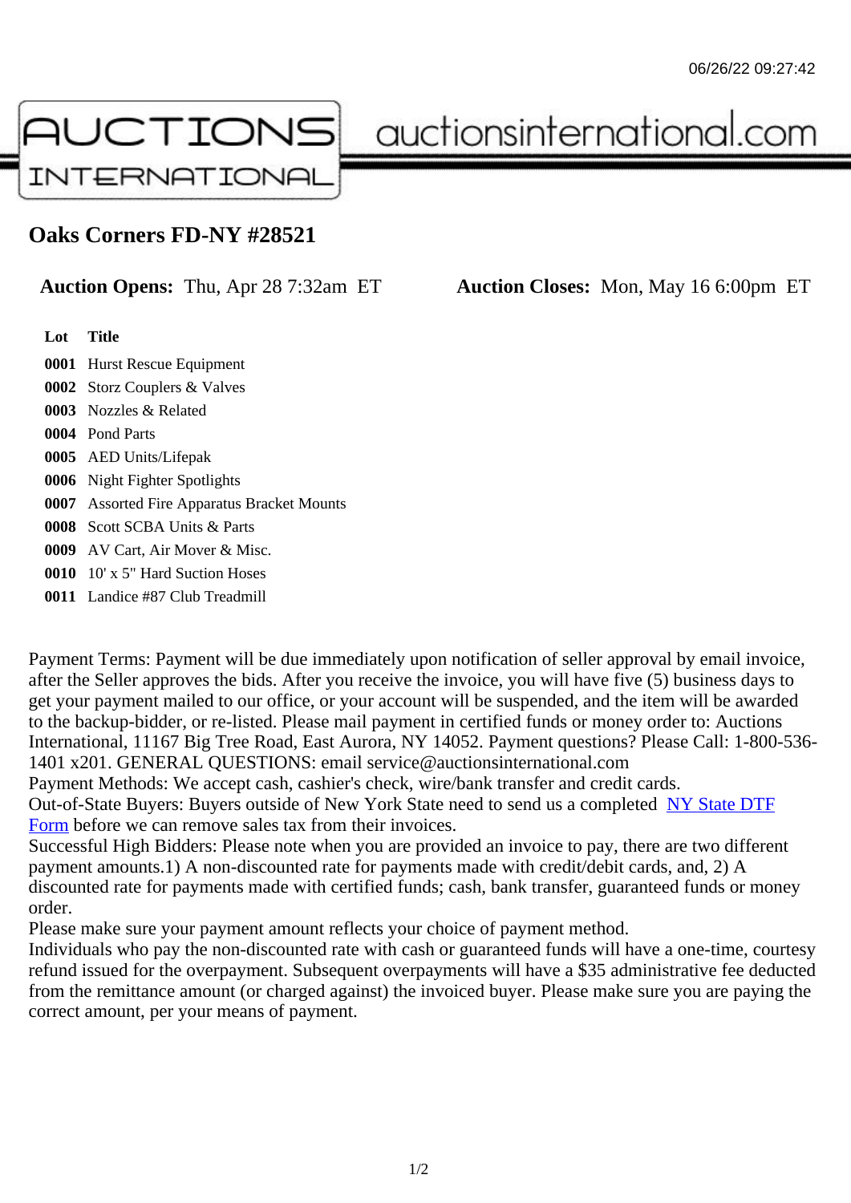# Oaks Corners FD-NY #28521

**Auction Opens:** Thu, Apr 28 7:32am ET **Auction Closes:** Mon, May 16 6:00pm ET

| Lot | Title |
|---|---|
| **0001** | Hurst Rescue Equipment |
| **0002** | Storz Couplers & Valves |
| **0003** | Nozzles & Related |
| **0004** | Pond Parts |
| **0005** | AED Units/Lifepak |
| **0006** | Night Fighter Spotlights |
| **0007** | Assorted Fire Apparatus Bracket Mounts |
| **0008** | Scott SCBA Units & Parts |
| **0009** | AV Cart, Air Mover & Misc. |
| **0010** | 10' x 5" Hard Suction Hoses |
| **0011** | Landice #87 Club Treadmill |

Payment Terms: Payment will be due immediately upon notification of seller approval by email invoice, after the Seller approves the bids. After you receive the invoice, you will have five (5) business days to get your payment mailed to our office, or your account will be suspended, and the item will be awarded to the backup-bidder, or re-listed. Please mail payment in certified funds or money order to: Auctions International, 11167 Big Tree Road, East Aurora, NY 14052. Payment questions? Please Call: 1-800-536-1401 x201. GENERAL QUESTIONS: email service@auctionsinternational.com
Payment Methods: We accept cash, cashier's check, wire/bank transfer and credit cards.
Out-of-State Buyers: Buyers outside of New York State need to send us a completed NY State DTF Form before we can remove sales tax from their invoices.
Successful High Bidders: Please note when you are provided an invoice to pay, there are two different payment amounts.1) A non-discounted rate for payments made with credit/debit cards, and, 2) A discounted rate for payments made with certified funds; cash, bank transfer, guaranteed funds or money order.
Please make sure your payment amount reflects your choice of payment method.
Individuals who pay the non-discounted rate with cash or guaranteed funds will have a one-time, courtesy refund issued for the overpayment. Subsequent overpayments will have a $35 administrative fee deducted from the remittance amount (or charged against) the invoiced buyer. Please make sure you are paying the correct amount, per your means of payment.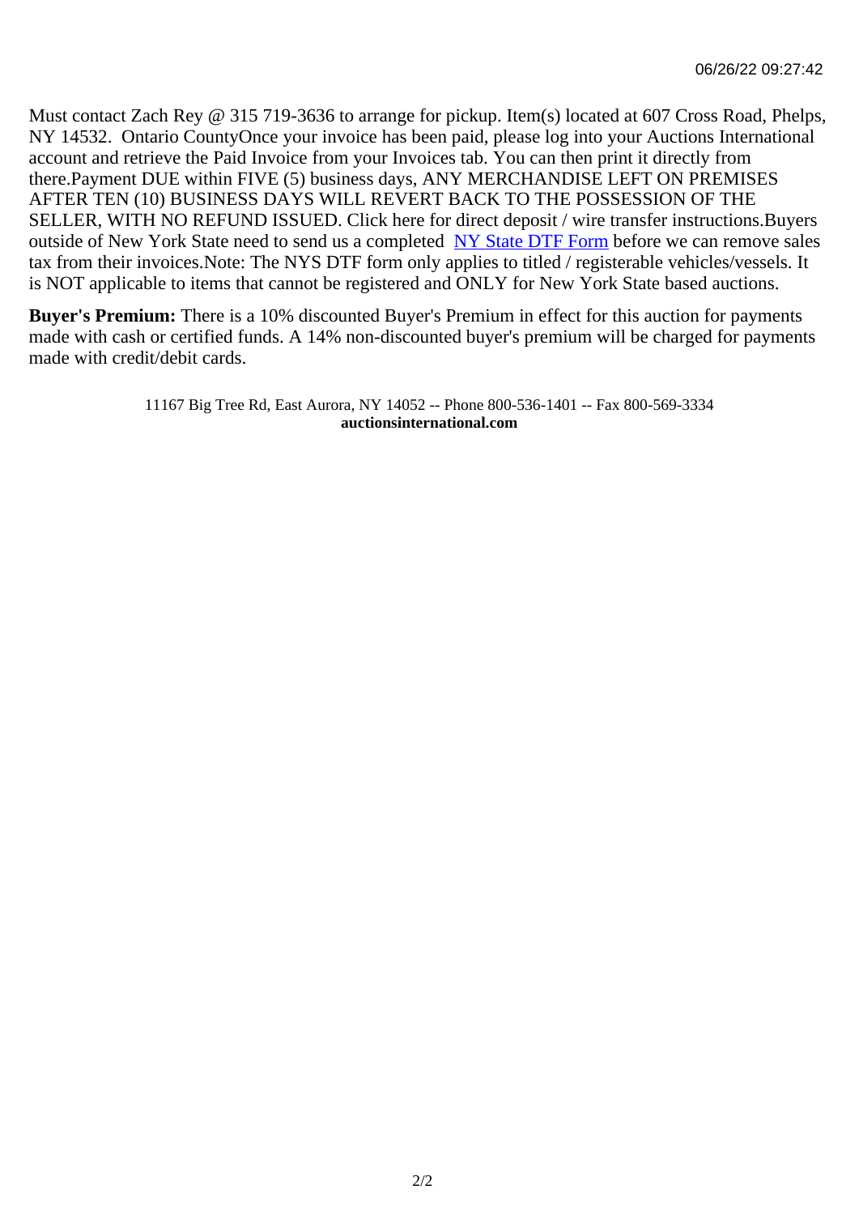Must contact Zach Rey @ 315 719-3636 to arrange for pickup. Item(s) located at 607 Cross Road, Phelps, NY 14532. Ontario CountyOnce your invoice has been paid, please log into your Auctions International account and retrieve the Paid Invoice from your Invoices tab. You can then print it directly from there.Payment DUE within FIVE (5) business days, ANY MERCHANDISE LEFT ON PREMISES AFTER TEN (10) BUSINESS DAYS WILL REVERT BACK TO THE POSSESSION OF THE SELLER, WITH NO REFUND ISSUED. Click here for direct deposit / wire transfer instructions.Buyers outside of New York State need to send us a completed NY State DTF Form before we can remove sales tax from their invoices.Note: The NYS DTF form only applies to titled / registerable vehicles/vessels. It is NOT applicable to items that cannot be registered and ONLY for New York State based auctions.

**Buyer's Premium:** There is a 10% discounted Buyer's Premium in effect for this auction for payments made with cash or certified funds. A 14% non-discounted buyer's premium will be charged for payments made with credit/debit cards.

11167 Big Tree Rd, East Aurora, NY 14052 -- Phone 800-536-1401 -- Fax 800-569-3334
**auctionsinternational.com**